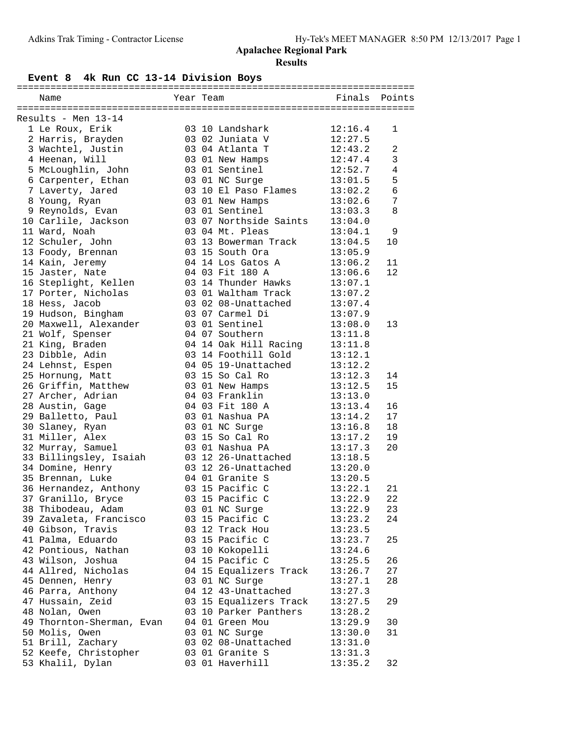# Apalachee Regional Park

## Results

### Event 8 4k Run CC 13-14 Division Boys

| | Name | Year | Team | Finals | Points |
|---|---|---|---|---|---|
| **Results - Men 13-14** | | | | | |
| 1 | Le Roux, Erik | 03 | 10 Landshark | 12:16.4 | 1 |
| 2 | Harris, Brayden | 03 | 02 Juniata V | 12:27.5 | |
| 3 | Wachtel, Justin | 03 | 04 Atlanta T | 12:43.2 | 2 |
| 4 | Heenan, Will | 03 | 01 New Hamps | 12:47.4 | 3 |
| 5 | McLoughlin, John | 03 | 01 Sentinel | 12:52.7 | 4 |
| 6 | Carpenter, Ethan | 03 | 01 NC Surge | 13:01.5 | 5 |
| 7 | Laverty, Jared | 03 | 10 El Paso Flames | 13:02.2 | 6 |
| 8 | Young, Ryan | 03 | 01 New Hamps | 13:02.6 | 7 |
| 9 | Reynolds, Evan | 03 | 01 Sentinel | 13:03.3 | 8 |
| 10 | Carlile, Jackson | 03 | 07 Northside Saints | 13:04.0 | |
| 11 | Ward, Noah | 03 | 04 Mt. Pleas | 13:04.1 | 9 |
| 12 | Schuler, John | 03 | 13 Bowerman Track | 13:04.5 | 10 |
| 13 | Foody, Brennan | 03 | 15 South Ora | 13:05.9 | |
| 14 | Kain, Jeremy | 04 | 14 Los Gatos A | 13:06.2 | 11 |
| 15 | Jaster, Nate | 04 | 03 Fit 180 A | 13:06.6 | 12 |
| 16 | Steplight, Kellen | 03 | 14 Thunder Hawks | 13:07.1 | |
| 17 | Porter, Nicholas | 03 | 01 Waltham Track | 13:07.2 | |
| 18 | Hess, Jacob | 03 | 02 08-Unattached | 13:07.4 | |
| 19 | Hudson, Bingham | 03 | 07 Carmel Di | 13:07.9 | |
| 20 | Maxwell, Alexander | 03 | 01 Sentinel | 13:08.0 | 13 |
| 21 | Wolf, Spenser | 04 | 07 Southern | 13:11.8 | |
| 21 | King, Braden | 04 | 14 Oak Hill Racing | 13:11.8 | |
| 23 | Dibble, Adin | 03 | 14 Foothill Gold | 13:12.1 | |
| 24 | Lehnst, Espen | 04 | 05 19-Unattached | 13:12.2 | |
| 25 | Hornung, Matt | 03 | 15 So Cal Ro | 13:12.3 | 14 |
| 26 | Griffin, Matthew | 03 | 01 New Hamps | 13:12.5 | 15 |
| 27 | Archer, Adrian | 04 | 03 Franklin | 13:13.0 | |
| 28 | Austin, Gage | 04 | 03 Fit 180 A | 13:13.4 | 16 |
| 29 | Balletto, Paul | 03 | 01 Nashua PA | 13:14.2 | 17 |
| 30 | Slaney, Ryan | 03 | 01 NC Surge | 13:16.8 | 18 |
| 31 | Miller, Alex | 03 | 15 So Cal Ro | 13:17.2 | 19 |
| 32 | Murray, Samuel | 03 | 01 Nashua PA | 13:17.3 | 20 |
| 33 | Billingsley, Isaiah | 03 | 12 26-Unattached | 13:18.5 | |
| 34 | Domine, Henry | 03 | 12 26-Unattached | 13:20.0 | |
| 35 | Brennan, Luke | 04 | 01 Granite S | 13:20.5 | |
| 36 | Hernandez, Anthony | 03 | 15 Pacific C | 13:22.1 | 21 |
| 37 | Granillo, Bryce | 03 | 15 Pacific C | 13:22.9 | 22 |
| 38 | Thibodeau, Adam | 03 | 01 NC Surge | 13:22.9 | 23 |
| 39 | Zavaleta, Francisco | 03 | 15 Pacific C | 13:23.2 | 24 |
| 40 | Gibson, Travis | 03 | 12 Track Hou | 13:23.5 | |
| 41 | Palma, Eduardo | 03 | 15 Pacific C | 13:23.7 | 25 |
| 42 | Pontious, Nathan | 03 | 10 Kokopelli | 13:24.6 | |
| 43 | Wilson, Joshua | 04 | 15 Pacific C | 13:25.5 | 26 |
| 44 | Allred, Nicholas | 04 | 15 Equalizers Track | 13:26.7 | 27 |
| 45 | Dennen, Henry | 03 | 01 NC Surge | 13:27.1 | 28 |
| 46 | Parra, Anthony | 04 | 12 43-Unattached | 13:27.3 | |
| 47 | Hussain, Zeid | 03 | 15 Equalizers Track | 13:27.5 | 29 |
| 48 | Nolan, Owen | 03 | 10 Parker Panthers | 13:28.2 | |
| 49 | Thornton-Sherman, Evan | 04 | 01 Green Mou | 13:29.9 | 30 |
| 50 | Molis, Owen | 03 | 01 NC Surge | 13:30.0 | 31 |
| 51 | Brill, Zachary | 03 | 02 08-Unattached | 13:31.0 | |
| 52 | Keefe, Christopher | 03 | 01 Granite S | 13:31.3 | |
| 53 | Khalil, Dylan | 03 | 01 Haverhill | 13:35.2 | 32 |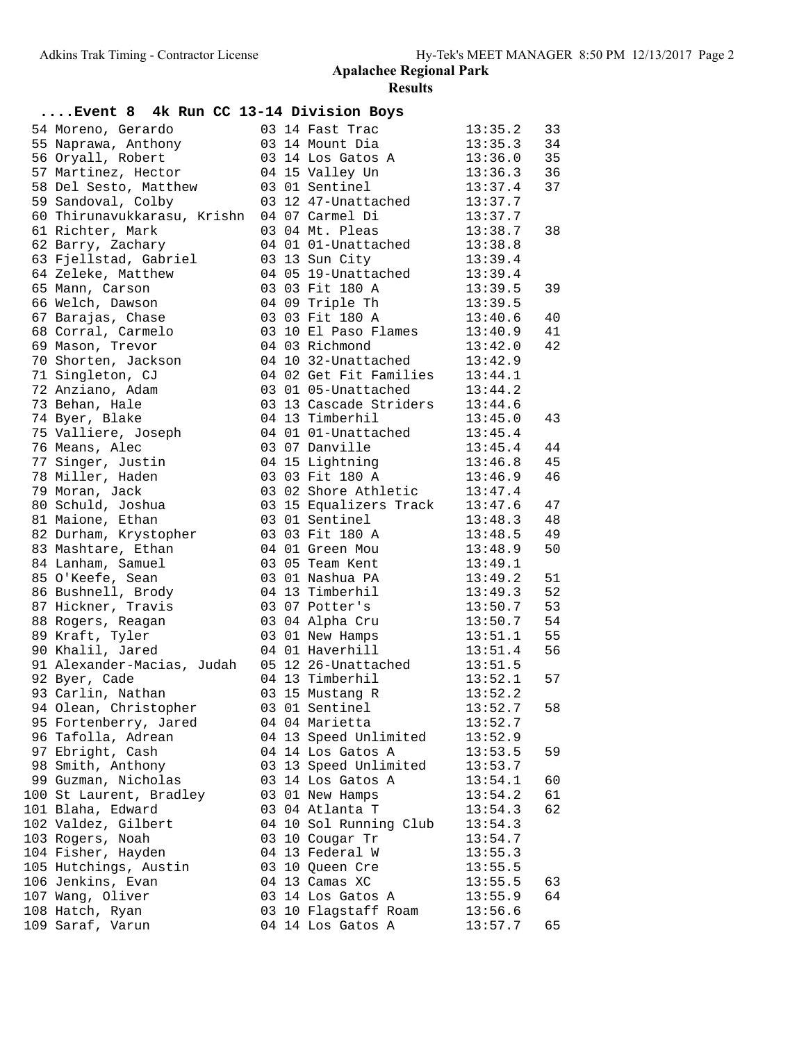Apalachee Regional Park

Results

## ....Event 8 4k Run CC 13-14 Division Boys

| Place | Name | Yr | Age | Team | Time | Points |
|---|---|---|---|---|---|---|
| 54 | Moreno, Gerardo | 03 | 14 | Fast Trac | 13:35.2 | 33 |
| 55 | Naprawa, Anthony | 03 | 14 | Mount Dia | 13:35.3 | 34 |
| 56 | Oryall, Robert | 03 | 14 | Los Gatos A | 13:36.0 | 35 |
| 57 | Martinez, Hector | 04 | 15 | Valley Un | 13:36.3 | 36 |
| 58 | Del Sesto, Matthew | 03 | 01 | Sentinel | 13:37.4 | 37 |
| 59 | Sandoval, Colby | 03 | 12 | 47-Unattached | 13:37.7 | |
| 60 | Thirunavukkarasu, Krishn | 04 | 07 | Carmel Di | 13:37.7 | |
| 61 | Richter, Mark | 03 | 04 | Mt. Pleas | 13:38.7 | 38 |
| 62 | Barry, Zachary | 04 | 01 | 01-Unattached | 13:38.8 | |
| 63 | Fjellstad, Gabriel | 03 | 13 | Sun City | 13:39.4 | |
| 64 | Zeleke, Matthew | 04 | 05 | 19-Unattached | 13:39.4 | |
| 65 | Mann, Carson | 03 | 03 | Fit 180 A | 13:39.5 | 39 |
| 66 | Welch, Dawson | 04 | 09 | Triple Th | 13:39.5 | |
| 67 | Barajas, Chase | 03 | 03 | Fit 180 A | 13:40.6 | 40 |
| 68 | Corral, Carmelo | 03 | 10 | El Paso Flames | 13:40.9 | 41 |
| 69 | Mason, Trevor | 04 | 03 | Richmond | 13:42.0 | 42 |
| 70 | Shorten, Jackson | 04 | 10 | 32-Unattached | 13:42.9 | |
| 71 | Singleton, CJ | 04 | 02 | Get Fit Families | 13:44.1 | |
| 72 | Anziano, Adam | 03 | 01 | 05-Unattached | 13:44.2 | |
| 73 | Behan, Hale | 03 | 13 | Cascade Striders | 13:44.6 | |
| 74 | Byer, Blake | 04 | 13 | Timberhil | 13:45.0 | 43 |
| 75 | Valliere, Joseph | 04 | 01 | 01-Unattached | 13:45.4 | |
| 76 | Means, Alec | 03 | 07 | Danville | 13:45.4 | 44 |
| 77 | Singer, Justin | 04 | 15 | Lightning | 13:46.8 | 45 |
| 78 | Miller, Haden | 03 | 03 | Fit 180 A | 13:46.9 | 46 |
| 79 | Moran, Jack | 03 | 02 | Shore Athletic | 13:47.4 | |
| 80 | Schuld, Joshua | 03 | 15 | Equalizers Track | 13:47.6 | 47 |
| 81 | Maione, Ethan | 03 | 01 | Sentinel | 13:48.3 | 48 |
| 82 | Durham, Krystopher | 03 | 03 | Fit 180 A | 13:48.5 | 49 |
| 83 | Mashtare, Ethan | 04 | 01 | Green Mou | 13:48.9 | 50 |
| 84 | Lanham, Samuel | 03 | 05 | Team Kent | 13:49.1 | |
| 85 | O'Keefe, Sean | 03 | 01 | Nashua PA | 13:49.2 | 51 |
| 86 | Bushnell, Brody | 04 | 13 | Timberhil | 13:49.3 | 52 |
| 87 | Hickner, Travis | 03 | 07 | Potter's | 13:50.7 | 53 |
| 88 | Rogers, Reagan | 03 | 04 | Alpha Cru | 13:50.7 | 54 |
| 89 | Kraft, Tyler | 03 | 01 | New Hamps | 13:51.1 | 55 |
| 90 | Khalil, Jared | 04 | 01 | Haverhill | 13:51.4 | 56 |
| 91 | Alexander-Macias, Judah | 05 | 12 | 26-Unattached | 13:51.5 | |
| 92 | Byer, Cade | 04 | 13 | Timberhil | 13:52.1 | 57 |
| 93 | Carlin, Nathan | 03 | 15 | Mustang R | 13:52.2 | |
| 94 | Olean, Christopher | 03 | 01 | Sentinel | 13:52.7 | 58 |
| 95 | Fortenberry, Jared | 04 | 04 | Marietta | 13:52.7 | |
| 96 | Tafolla, Adrean | 04 | 13 | Speed Unlimited | 13:52.9 | |
| 97 | Ebright, Cash | 04 | 14 | Los Gatos A | 13:53.5 | 59 |
| 98 | Smith, Anthony | 03 | 13 | Speed Unlimited | 13:53.7 | |
| 99 | Guzman, Nicholas | 03 | 14 | Los Gatos A | 13:54.1 | 60 |
| 100 | St Laurent, Bradley | 03 | 01 | New Hamps | 13:54.2 | 61 |
| 101 | Blaha, Edward | 03 | 04 | Atlanta T | 13:54.3 | 62 |
| 102 | Valdez, Gilbert | 04 | 10 | Sol Running Club | 13:54.3 | |
| 103 | Rogers, Noah | 03 | 10 | Cougar Tr | 13:54.7 | |
| 104 | Fisher, Hayden | 04 | 13 | Federal W | 13:55.3 | |
| 105 | Hutchings, Austin | 03 | 10 | Queen Cre | 13:55.5 | |
| 106 | Jenkins, Evan | 04 | 13 | Camas XC | 13:55.5 | 63 |
| 107 | Wang, Oliver | 03 | 14 | Los Gatos A | 13:55.9 | 64 |
| 108 | Hatch, Ryan | 03 | 10 | Flagstaff Roam | 13:56.6 | |
| 109 | Saraf, Varun | 04 | 14 | Los Gatos A | 13:57.7 | 65 |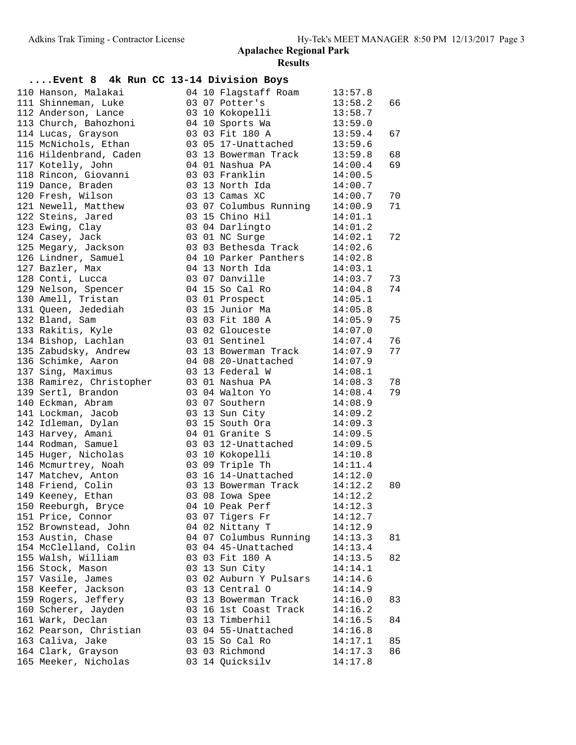# Apalachee Regional Park

## Results

### ....Event 8 4k Run CC 13-14 Division Boys

| Place | Name | Age | Team | Time | Points |
|---|---|---|---|---|---|
| 110 | Hanson, Malakai | 04 10 | Flagstaff Roam | 13:57.8 | |
| 111 | Shinneman, Luke | 03 07 | Potter's | 13:58.2 | 66 |
| 112 | Anderson, Lance | 03 10 | Kokopelli | 13:58.7 | |
| 113 | Church, Bahozhoni | 04 10 | Sports Wa | 13:59.0 | |
| 114 | Lucas, Grayson | 03 03 | Fit 180 A | 13:59.4 | 67 |
| 115 | McNichols, Ethan | 03 05 | 17-Unattached | 13:59.6 | |
| 116 | Hildenbrand, Caden | 03 13 | Bowerman Track | 13:59.8 | 68 |
| 117 | Kotelly, John | 04 01 | Nashua PA | 14:00.4 | 69 |
| 118 | Rincon, Giovanni | 03 03 | Franklin | 14:00.5 | |
| 119 | Dance, Braden | 03 13 | North Ida | 14:00.7 | |
| 120 | Fresh, Wilson | 03 13 | Camas XC | 14:00.7 | 70 |
| 121 | Newell, Matthew | 03 07 | Columbus Running | 14:00.9 | 71 |
| 122 | Steins, Jared | 03 15 | Chino Hil | 14:01.1 | |
| 123 | Ewing, Clay | 03 04 | Darlingto | 14:01.2 | |
| 124 | Casey, Jack | 03 01 | NC Surge | 14:02.1 | 72 |
| 125 | Megary, Jackson | 03 03 | Bethesda Track | 14:02.6 | |
| 126 | Lindner, Samuel | 04 10 | Parker Panthers | 14:02.8 | |
| 127 | Bazler, Max | 04 13 | North Ida | 14:03.1 | |
| 128 | Conti, Lucca | 03 07 | Danville | 14:03.7 | 73 |
| 129 | Nelson, Spencer | 04 15 | So Cal Ro | 14:04.8 | 74 |
| 130 | Amell, Tristan | 03 01 | Prospect | 14:05.1 | |
| 131 | Queen, Jedediah | 03 15 | Junior Ma | 14:05.8 | |
| 132 | Bland, Sam | 03 03 | Fit 180 A | 14:05.9 | 75 |
| 133 | Rakitis, Kyle | 03 02 | Glouceste | 14:07.0 | |
| 134 | Bishop, Lachlan | 03 01 | Sentinel | 14:07.4 | 76 |
| 135 | Zabudsky, Andrew | 03 13 | Bowerman Track | 14:07.9 | 77 |
| 136 | Schimke, Aaron | 04 08 | 20-Unattached | 14:07.9 | |
| 137 | Sing, Maximus | 03 13 | Federal W | 14:08.1 | |
| 138 | Ramirez, Christopher | 03 01 | Nashua PA | 14:08.3 | 78 |
| 139 | Sertl, Brandon | 03 04 | Walton Yo | 14:08.4 | 79 |
| 140 | Eckman, Abram | 03 07 | Southern | 14:08.9 | |
| 141 | Lockman, Jacob | 03 13 | Sun City | 14:09.2 | |
| 142 | Idleman, Dylan | 03 15 | South Ora | 14:09.3 | |
| 143 | Harvey, Amani | 04 01 | Granite S | 14:09.5 | |
| 144 | Rodman, Samuel | 03 03 | 12-Unattached | 14:09.5 | |
| 145 | Huger, Nicholas | 03 10 | Kokopelli | 14:10.8 | |
| 146 | Mcmurtrey, Noah | 03 09 | Triple Th | 14:11.4 | |
| 147 | Matchev, Anton | 03 16 | 14-Unattached | 14:12.0 | |
| 148 | Friend, Colin | 03 13 | Bowerman Track | 14:12.2 | 80 |
| 149 | Keeney, Ethan | 03 08 | Iowa Spee | 14:12.2 | |
| 150 | Reeburgh, Bryce | 04 10 | Peak Perf | 14:12.3 | |
| 151 | Price, Connor | 03 07 | Tigers Fr | 14:12.7 | |
| 152 | Brownstead, John | 04 02 | Nittany T | 14:12.9 | |
| 153 | Austin, Chase | 04 07 | Columbus Running | 14:13.3 | 81 |
| 154 | McClelland, Colin | 03 04 | 45-Unattached | 14:13.4 | |
| 155 | Walsh, William | 03 03 | Fit 180 A | 14:13.5 | 82 |
| 156 | Stock, Mason | 03 13 | Sun City | 14:14.1 | |
| 157 | Vasile, James | 03 02 | Auburn Y Pulsars | 14:14.6 | |
| 158 | Keefer, Jackson | 03 13 | Central O | 14:14.9 | |
| 159 | Rogers, Jeffery | 03 13 | Bowerman Track | 14:16.0 | 83 |
| 160 | Scherer, Jayden | 03 16 | 1st Coast Track | 14:16.2 | |
| 161 | Wark, Declan | 03 13 | Timberhil | 14:16.5 | 84 |
| 162 | Pearson, Christian | 03 04 | 55-Unattached | 14:16.8 | |
| 163 | Caliva, Jake | 03 15 | So Cal Ro | 14:17.1 | 85 |
| 164 | Clark, Grayson | 03 03 | Richmond | 14:17.3 | 86 |
| 165 | Meeker, Nicholas | 03 14 | Quicksilv | 14:17.8 | |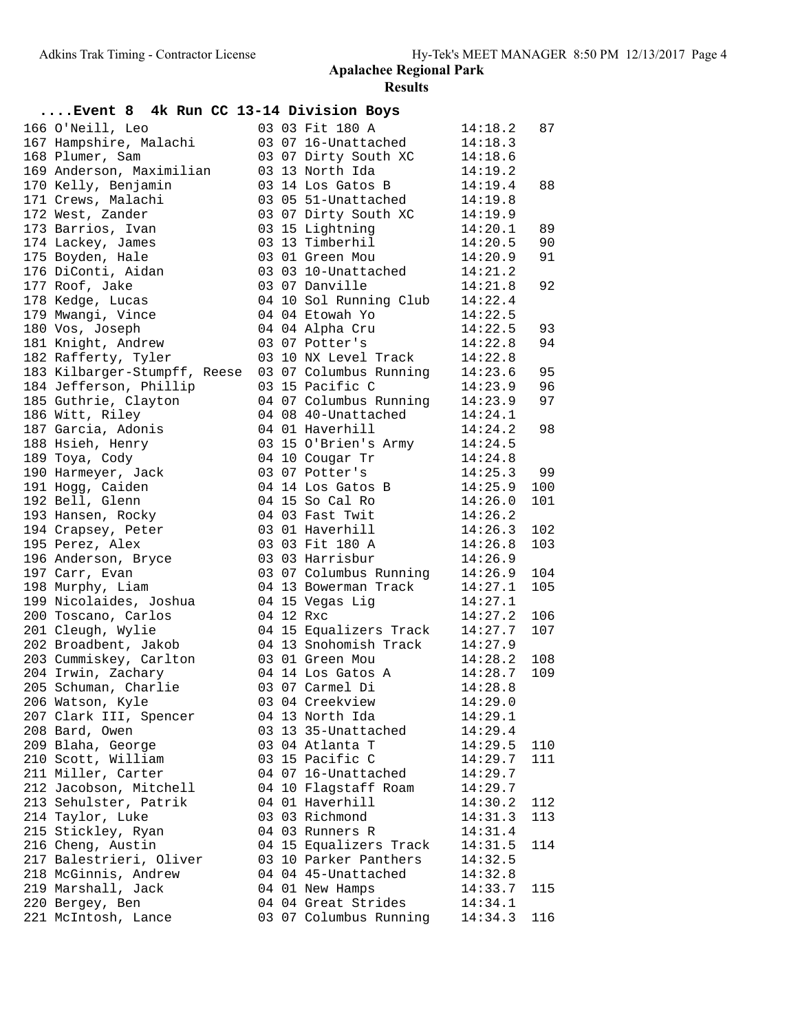# Apalachee Regional Park

## Results

### ....Event 8 4k Run CC 13-14 Division Boys

| Place | Name | Age | Grade | Team | Time | Points |
|---|---|---|---|---|---|---|
| 166 | O'Neill, Leo | 03 | 03 | Fit 180 A | 14:18.2 | 87 |
| 167 | Hampshire, Malachi | 03 | 07 | 16-Unattached | 14:18.3 | |
| 168 | Plumer, Sam | 03 | 07 | Dirty South XC | 14:18.6 | |
| 169 | Anderson, Maximilian | 03 | 13 | North Ida | 14:19.2 | |
| 170 | Kelly, Benjamin | 03 | 14 | Los Gatos B | 14:19.4 | 88 |
| 171 | Crews, Malachi | 03 | 05 | 51-Unattached | 14:19.8 | |
| 172 | West, Zander | 03 | 07 | Dirty South XC | 14:19.9 | |
| 173 | Barrios, Ivan | 03 | 15 | Lightning | 14:20.1 | 89 |
| 174 | Lackey, James | 03 | 13 | Timberhil | 14:20.5 | 90 |
| 175 | Boyden, Hale | 03 | 01 | Green Mou | 14:20.9 | 91 |
| 176 | DiConti, Aidan | 03 | 03 | 10-Unattached | 14:21.2 | |
| 177 | Roof, Jake | 03 | 07 | Danville | 14:21.8 | 92 |
| 178 | Kedge, Lucas | 04 | 10 | Sol Running Club | 14:22.4 | |
| 179 | Mwangi, Vince | 04 | 04 | Etowah Yo | 14:22.5 | |
| 180 | Vos, Joseph | 04 | 04 | Alpha Cru | 14:22.5 | 93 |
| 181 | Knight, Andrew | 03 | 07 | Potter's | 14:22.8 | 94 |
| 182 | Rafferty, Tyler | 03 | 10 | NX Level Track | 14:22.8 | |
| 183 | Kilbarger-Stumpff, Reese | 03 | 07 | Columbus Running | 14:23.6 | 95 |
| 184 | Jefferson, Phillip | 03 | 15 | Pacific C | 14:23.9 | 96 |
| 185 | Guthrie, Clayton | 04 | 07 | Columbus Running | 14:23.9 | 97 |
| 186 | Witt, Riley | 04 | 08 | 40-Unattached | 14:24.1 | |
| 187 | Garcia, Adonis | 04 | 01 | Haverhill | 14:24.2 | 98 |
| 188 | Hsieh, Henry | 03 | 15 | O'Brien's Army | 14:24.5 | |
| 189 | Toya, Cody | 04 | 10 | Cougar Tr | 14:24.8 | |
| 190 | Harmeyer, Jack | 03 | 07 | Potter's | 14:25.3 | 99 |
| 191 | Hogg, Caiden | 04 | 14 | Los Gatos B | 14:25.9 | 100 |
| 192 | Bell, Glenn | 04 | 15 | So Cal Ro | 14:26.0 | 101 |
| 193 | Hansen, Rocky | 04 | 03 | Fast Twit | 14:26.2 | |
| 194 | Crapsey, Peter | 03 | 01 | Haverhill | 14:26.3 | 102 |
| 195 | Perez, Alex | 03 | 03 | Fit 180 A | 14:26.8 | 103 |
| 196 | Anderson, Bryce | 03 | 03 | Harrisbur | 14:26.9 | |
| 197 | Carr, Evan | 03 | 07 | Columbus Running | 14:26.9 | 104 |
| 198 | Murphy, Liam | 04 | 13 | Bowerman Track | 14:27.1 | 105 |
| 199 | Nicolaides, Joshua | 04 | 15 | Vegas Lig | 14:27.1 | |
| 200 | Toscano, Carlos | 04 | 12 | Rxc | 14:27.2 | 106 |
| 201 | Cleugh, Wylie | 04 | 15 | Equalizers Track | 14:27.7 | 107 |
| 202 | Broadbent, Jakob | 04 | 13 | Snohomish Track | 14:27.9 | |
| 203 | Cummiskey, Carlton | 03 | 01 | Green Mou | 14:28.2 | 108 |
| 204 | Irwin, Zachary | 04 | 14 | Los Gatos A | 14:28.7 | 109 |
| 205 | Schuman, Charlie | 03 | 07 | Carmel Di | 14:28.8 | |
| 206 | Watson, Kyle | 03 | 04 | Creekview | 14:29.0 | |
| 207 | Clark III, Spencer | 04 | 13 | North Ida | 14:29.1 | |
| 208 | Bard, Owen | 03 | 13 | 35-Unattached | 14:29.4 | |
| 209 | Blaha, George | 03 | 04 | Atlanta T | 14:29.5 | 110 |
| 210 | Scott, William | 03 | 15 | Pacific C | 14:29.7 | 111 |
| 211 | Miller, Carter | 04 | 07 | 16-Unattached | 14:29.7 | |
| 212 | Jacobson, Mitchell | 04 | 10 | Flagstaff Roam | 14:29.7 | |
| 213 | Sehulster, Patrik | 04 | 01 | Haverhill | 14:30.2 | 112 |
| 214 | Taylor, Luke | 03 | 03 | Richmond | 14:31.3 | 113 |
| 215 | Stickley, Ryan | 04 | 03 | Runners R | 14:31.4 | |
| 216 | Cheng, Austin | 04 | 15 | Equalizers Track | 14:31.5 | 114 |
| 217 | Balestrieri, Oliver | 03 | 10 | Parker Panthers | 14:32.5 | |
| 218 | McGinnis, Andrew | 04 | 04 | 45-Unattached | 14:32.8 | |
| 219 | Marshall, Jack | 04 | 01 | New Hamps | 14:33.7 | 115 |
| 220 | Bergey, Ben | 04 | 04 | Great Strides | 14:34.1 | |
| 221 | McIntosh, Lance | 03 | 07 | Columbus Running | 14:34.3 | 116 |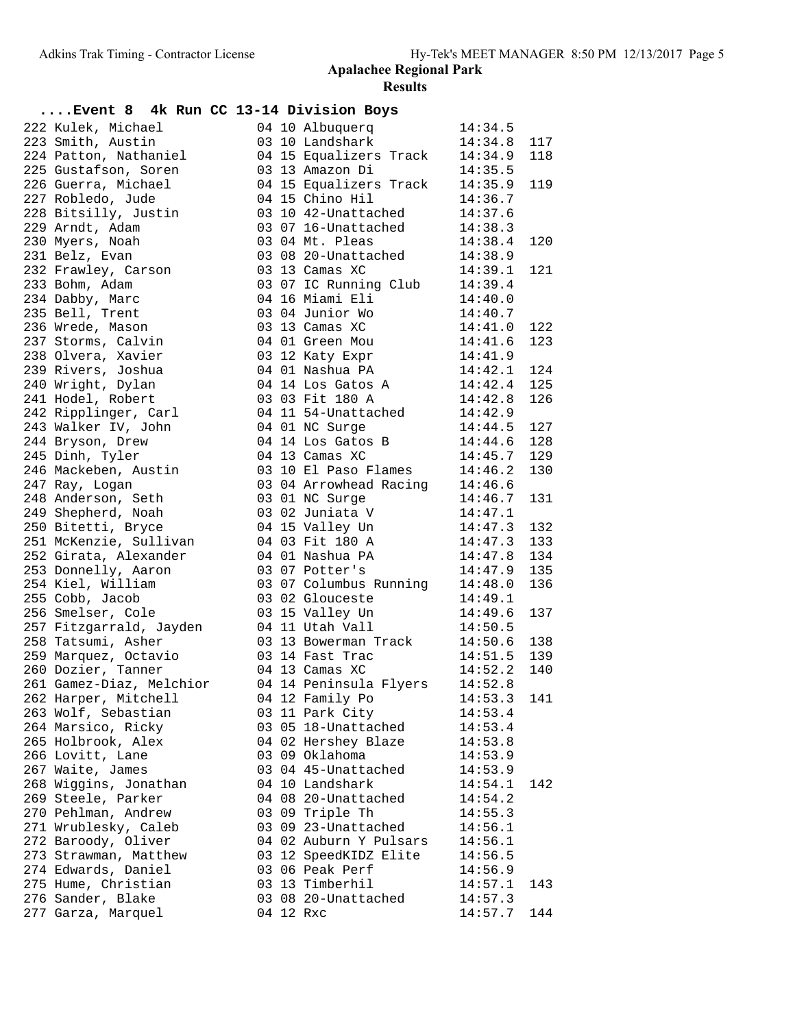# Apalachee Regional Park

## Results

### ....Event 8 4k Run CC 13-14 Division Boys

| Place | Name | Gr | Bib | Team | Time | Points |
|---|---|---|---|---|---|---|
| 222 | Kulek, Michael | 04 | 10 | Albuquerq | 14:34.5 | |
| 223 | Smith, Austin | 03 | 10 | Landshark | 14:34.8 | 117 |
| 224 | Patton, Nathaniel | 04 | 15 | Equalizers Track | 14:34.9 | 118 |
| 225 | Gustafson, Soren | 03 | 13 | Amazon Di | 14:35.5 | |
| 226 | Guerra, Michael | 04 | 15 | Equalizers Track | 14:35.9 | 119 |
| 227 | Robledo, Jude | 04 | 15 | Chino Hil | 14:36.7 | |
| 228 | Bitsilly, Justin | 03 | 10 | 42-Unattached | 14:37.6 | |
| 229 | Arndt, Adam | 03 | 07 | 16-Unattached | 14:38.3 | |
| 230 | Myers, Noah | 03 | 04 | Mt. Pleas | 14:38.4 | 120 |
| 231 | Belz, Evan | 03 | 08 | 20-Unattached | 14:38.9 | |
| 232 | Frawley, Carson | 03 | 13 | Camas XC | 14:39.1 | 121 |
| 233 | Bohm, Adam | 03 | 07 | IC Running Club | 14:39.4 | |
| 234 | Dabby, Marc | 04 | 16 | Miami Eli | 14:40.0 | |
| 235 | Bell, Trent | 03 | 04 | Junior Wo | 14:40.7 | |
| 236 | Wrede, Mason | 03 | 13 | Camas XC | 14:41.0 | 122 |
| 237 | Storms, Calvin | 04 | 01 | Green Mou | 14:41.6 | 123 |
| 238 | Olvera, Xavier | 03 | 12 | Katy Expr | 14:41.9 | |
| 239 | Rivers, Joshua | 04 | 01 | Nashua PA | 14:42.1 | 124 |
| 240 | Wright, Dylan | 04 | 14 | Los Gatos A | 14:42.4 | 125 |
| 241 | Hodel, Robert | 03 | 03 | Fit 180 A | 14:42.8 | 126 |
| 242 | Ripplinger, Carl | 04 | 11 | 54-Unattached | 14:42.9 | |
| 243 | Walker IV, John | 04 | 01 | NC Surge | 14:44.5 | 127 |
| 244 | Bryson, Drew | 04 | 14 | Los Gatos B | 14:44.6 | 128 |
| 245 | Dinh, Tyler | 04 | 13 | Camas XC | 14:45.7 | 129 |
| 246 | Mackeben, Austin | 03 | 10 | El Paso Flames | 14:46.2 | 130 |
| 247 | Ray, Logan | 03 | 04 | Arrowhead Racing | 14:46.6 | |
| 248 | Anderson, Seth | 03 | 01 | NC Surge | 14:46.7 | 131 |
| 249 | Shepherd, Noah | 03 | 02 | Juniata V | 14:47.1 | |
| 250 | Bitetti, Bryce | 04 | 15 | Valley Un | 14:47.3 | 132 |
| 251 | McKenzie, Sullivan | 04 | 03 | Fit 180 A | 14:47.3 | 133 |
| 252 | Girata, Alexander | 04 | 01 | Nashua PA | 14:47.8 | 134 |
| 253 | Donnelly, Aaron | 03 | 07 | Potter's | 14:47.9 | 135 |
| 254 | Kiel, William | 03 | 07 | Columbus Running | 14:48.0 | 136 |
| 255 | Cobb, Jacob | 03 | 02 | Glouceste | 14:49.1 | |
| 256 | Smelser, Cole | 03 | 15 | Valley Un | 14:49.6 | 137 |
| 257 | Fitzgarrald, Jayden | 04 | 11 | Utah Vall | 14:50.5 | |
| 258 | Tatsumi, Asher | 03 | 13 | Bowerman Track | 14:50.6 | 138 |
| 259 | Marquez, Octavio | 03 | 14 | Fast Trac | 14:51.5 | 139 |
| 260 | Dozier, Tanner | 04 | 13 | Camas XC | 14:52.2 | 140 |
| 261 | Gamez-Diaz, Melchior | 04 | 14 | Peninsula Flyers | 14:52.8 | |
| 262 | Harper, Mitchell | 04 | 12 | Family Po | 14:53.3 | 141 |
| 263 | Wolf, Sebastian | 03 | 11 | Park City | 14:53.4 | |
| 264 | Marsico, Ricky | 03 | 05 | 18-Unattached | 14:53.4 | |
| 265 | Holbrook, Alex | 04 | 02 | Hershey Blaze | 14:53.8 | |
| 266 | Lovitt, Lane | 03 | 09 | Oklahoma | 14:53.9 | |
| 267 | Waite, James | 03 | 04 | 45-Unattached | 14:53.9 | |
| 268 | Wiggins, Jonathan | 04 | 10 | Landshark | 14:54.1 | 142 |
| 269 | Steele, Parker | 04 | 08 | 20-Unattached | 14:54.2 | |
| 270 | Pehlman, Andrew | 03 | 09 | Triple Th | 14:55.3 | |
| 271 | Wrublesky, Caleb | 03 | 09 | 23-Unattached | 14:56.1 | |
| 272 | Baroody, Oliver | 04 | 02 | Auburn Y Pulsars | 14:56.1 | |
| 273 | Strawman, Matthew | 03 | 12 | SpeedKIDZ Elite | 14:56.5 | |
| 274 | Edwards, Daniel | 03 | 06 | Peak Perf | 14:56.9 | |
| 275 | Hume, Christian | 03 | 13 | Timberhil | 14:57.1 | 143 |
| 276 | Sander, Blake | 03 | 08 | 20-Unattached | 14:57.3 | |
| 277 | Garza, Marquel | 04 | 12 | Rxc | 14:57.7 | 144 |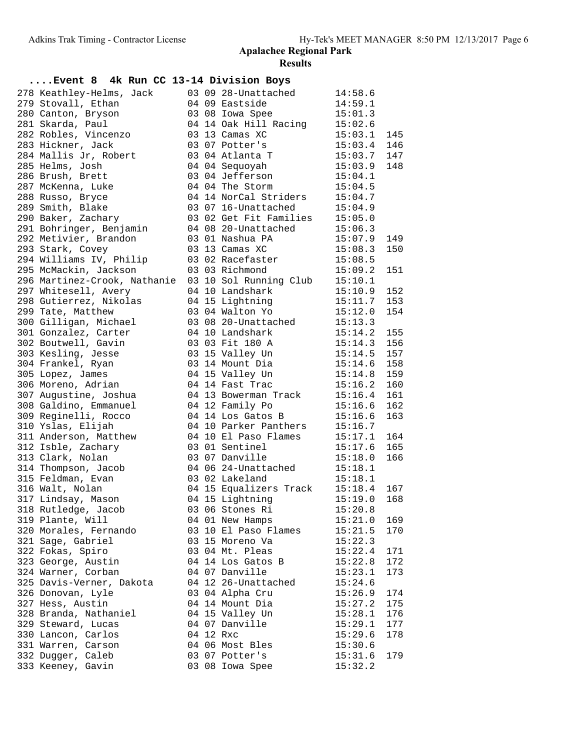# Apalachee Regional Park

## Results

### ....Event 8 4k Run CC 13-14 Division Boys

| Place | Name | Yr | Age | Team | Time | Points |
|---|---|---|---|---|---|---|
| 278 | Keathley-Helms, Jack | 03 | 09 | 28-Unattached | 14:58.6 | |
| 279 | Stovall, Ethan | 04 | 09 | Eastside | 14:59.1 | |
| 280 | Canton, Bryson | 03 | 08 | Iowa Spee | 15:01.3 | |
| 281 | Skarda, Paul | 04 | 14 | Oak Hill Racing | 15:02.6 | |
| 282 | Robles, Vincenzo | 03 | 13 | Camas XC | 15:03.1 | 145 |
| 283 | Hickner, Jack | 03 | 07 | Potter's | 15:03.4 | 146 |
| 284 | Mallis Jr, Robert | 03 | 04 | Atlanta T | 15:03.7 | 147 |
| 285 | Helms, Josh | 04 | 04 | Sequoyah | 15:03.9 | 148 |
| 286 | Brush, Brett | 03 | 04 | Jefferson | 15:04.1 | |
| 287 | McKenna, Luke | 04 | 04 | The Storm | 15:04.5 | |
| 288 | Russo, Bryce | 04 | 14 | NorCal Striders | 15:04.7 | |
| 289 | Smith, Blake | 03 | 07 | 16-Unattached | 15:04.9 | |
| 290 | Baker, Zachary | 03 | 02 | Get Fit Families | 15:05.0 | |
| 291 | Bohringer, Benjamin | 04 | 08 | 20-Unattached | 15:06.3 | |
| 292 | Metivier, Brandon | 03 | 01 | Nashua PA | 15:07.9 | 149 |
| 293 | Stark, Covey | 03 | 13 | Camas XC | 15:08.3 | 150 |
| 294 | Williams IV, Philip | 03 | 02 | Racefaster | 15:08.5 | |
| 295 | McMackin, Jackson | 03 | 03 | Richmond | 15:09.2 | 151 |
| 296 | Martinez-Crook, Nathanie | 03 | 10 | Sol Running Club | 15:10.1 | |
| 297 | Whitesell, Avery | 04 | 10 | Landshark | 15:10.9 | 152 |
| 298 | Gutierrez, Nikolas | 04 | 15 | Lightning | 15:11.7 | 153 |
| 299 | Tate, Matthew | 03 | 04 | Walton Yo | 15:12.0 | 154 |
| 300 | Gilligan, Michael | 03 | 08 | 20-Unattached | 15:13.3 | |
| 301 | Gonzalez, Carter | 04 | 10 | Landshark | 15:14.2 | 155 |
| 302 | Boutwell, Gavin | 03 | 03 | Fit 180 A | 15:14.3 | 156 |
| 303 | Kesling, Jesse | 03 | 15 | Valley Un | 15:14.5 | 157 |
| 304 | Frankel, Ryan | 03 | 14 | Mount Dia | 15:14.6 | 158 |
| 305 | Lopez, James | 04 | 15 | Valley Un | 15:14.8 | 159 |
| 306 | Moreno, Adrian | 04 | 14 | Fast Trac | 15:16.2 | 160 |
| 307 | Augustine, Joshua | 04 | 13 | Bowerman Track | 15:16.4 | 161 |
| 308 | Galdino, Emmanuel | 04 | 12 | Family Po | 15:16.6 | 162 |
| 309 | Reginelli, Rocco | 04 | 14 | Los Gatos B | 15:16.6 | 163 |
| 310 | Yslas, Elijah | 04 | 10 | Parker Panthers | 15:16.7 | |
| 311 | Anderson, Matthew | 04 | 10 | El Paso Flames | 15:17.1 | 164 |
| 312 | Isble, Zachary | 03 | 01 | Sentinel | 15:17.6 | 165 |
| 313 | Clark, Nolan | 03 | 07 | Danville | 15:18.0 | 166 |
| 314 | Thompson, Jacob | 04 | 06 | 24-Unattached | 15:18.1 | |
| 315 | Feldman, Evan | 03 | 02 | Lakeland | 15:18.1 | |
| 316 | Walt, Nolan | 04 | 15 | Equalizers Track | 15:18.4 | 167 |
| 317 | Lindsay, Mason | 04 | 15 | Lightning | 15:19.0 | 168 |
| 318 | Rutledge, Jacob | 03 | 06 | Stones Ri | 15:20.8 | |
| 319 | Plante, Will | 04 | 01 | New Hamps | 15:21.0 | 169 |
| 320 | Morales, Fernando | 03 | 10 | El Paso Flames | 15:21.5 | 170 |
| 321 | Sage, Gabriel | 03 | 15 | Moreno Va | 15:22.3 | |
| 322 | Fokas, Spiro | 03 | 04 | Mt. Pleas | 15:22.4 | 171 |
| 323 | George, Austin | 04 | 14 | Los Gatos B | 15:22.8 | 172 |
| 324 | Warner, Corban | 04 | 07 | Danville | 15:23.1 | 173 |
| 325 | Davis-Verner, Dakota | 04 | 12 | 26-Unattached | 15:24.6 | |
| 326 | Donovan, Lyle | 03 | 04 | Alpha Cru | 15:26.9 | 174 |
| 327 | Hess, Austin | 04 | 14 | Mount Dia | 15:27.2 | 175 |
| 328 | Branda, Nathaniel | 04 | 15 | Valley Un | 15:28.1 | 176 |
| 329 | Steward, Lucas | 04 | 07 | Danville | 15:29.1 | 177 |
| 330 | Lancon, Carlos | 04 | 12 | Rxc | 15:29.6 | 178 |
| 331 | Warren, Carson | 04 | 06 | Most Bles | 15:30.6 | |
| 332 | Dugger, Caleb | 03 | 07 | Potter's | 15:31.6 | 179 |
| 333 | Keeney, Gavin | 03 | 08 | Iowa Spee | 15:32.2 | |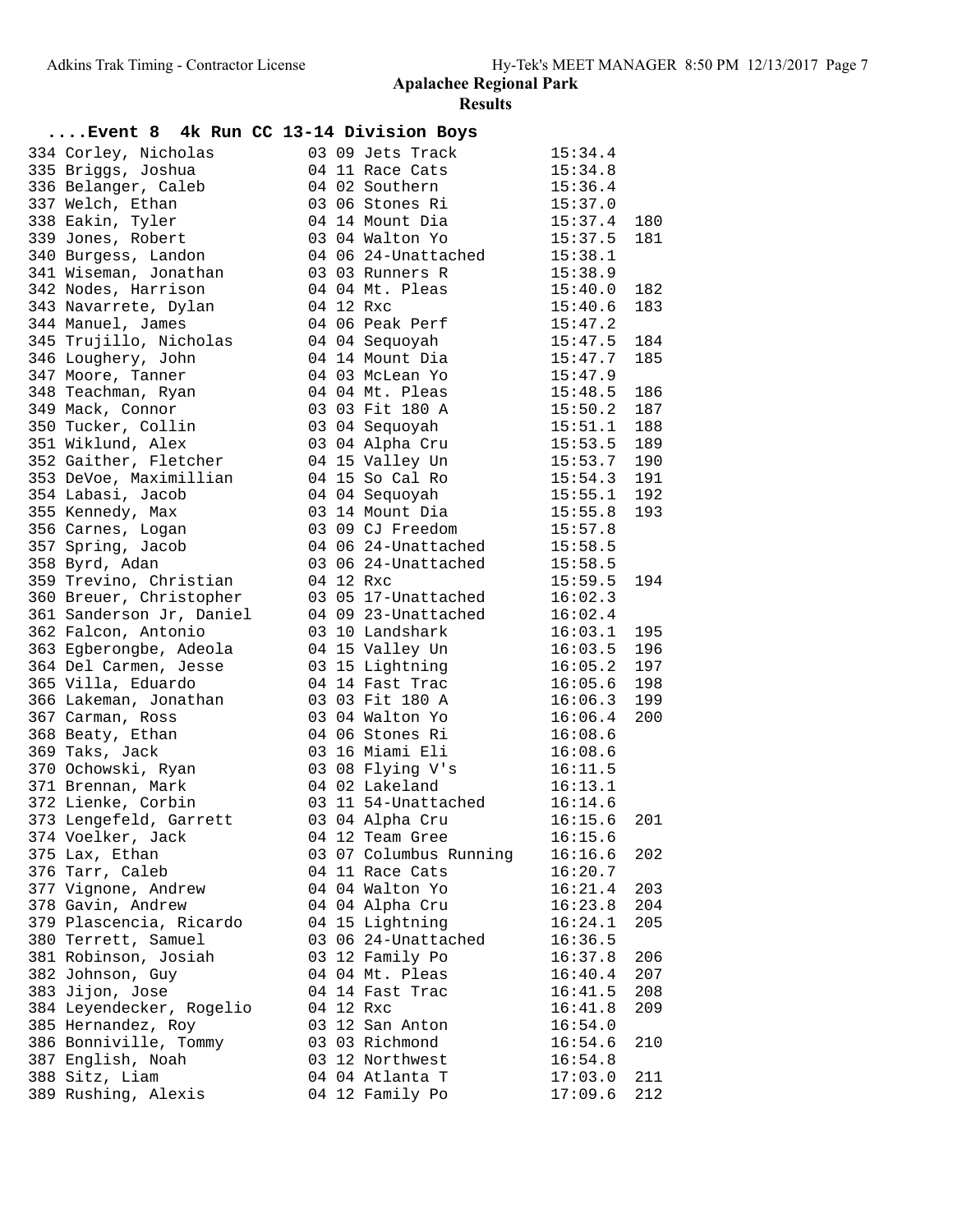## Apalachee Regional Park

### Results

### ....Event 8 4k Run CC 13-14 Division Boys

| Place | Name | Age | Grade | Team | Time | Points |
|---|---|---|---|---|---|---|
| 334 | Corley, Nicholas | 03 | 09 | Jets Track | 15:34.4 | |
| 335 | Briggs, Joshua | 04 | 11 | Race Cats | 15:34.8 | |
| 336 | Belanger, Caleb | 04 | 02 | Southern | 15:36.4 | |
| 337 | Welch, Ethan | 03 | 06 | Stones Ri | 15:37.0 | |
| 338 | Eakin, Tyler | 04 | 14 | Mount Dia | 15:37.4 | 180 |
| 339 | Jones, Robert | 03 | 04 | Walton Yo | 15:37.5 | 181 |
| 340 | Burgess, Landon | 04 | 06 | 24-Unattached | 15:38.1 | |
| 341 | Wiseman, Jonathan | 03 | 03 | Runners R | 15:38.9 | |
| 342 | Nodes, Harrison | 04 | 04 | Mt. Pleas | 15:40.0 | 182 |
| 343 | Navarrete, Dylan | 04 | 12 | Rxc | 15:40.6 | 183 |
| 344 | Manuel, James | 04 | 06 | Peak Perf | 15:47.2 | |
| 345 | Trujillo, Nicholas | 04 | 04 | Sequoyah | 15:47.5 | 184 |
| 346 | Loughery, John | 04 | 14 | Mount Dia | 15:47.7 | 185 |
| 347 | Moore, Tanner | 04 | 03 | McLean Yo | 15:47.9 | |
| 348 | Teachman, Ryan | 04 | 04 | Mt. Pleas | 15:48.5 | 186 |
| 349 | Mack, Connor | 03 | 03 | Fit 180 A | 15:50.2 | 187 |
| 350 | Tucker, Collin | 03 | 04 | Sequoyah | 15:51.1 | 188 |
| 351 | Wiklund, Alex | 03 | 04 | Alpha Cru | 15:53.5 | 189 |
| 352 | Gaither, Fletcher | 04 | 15 | Valley Un | 15:53.7 | 190 |
| 353 | DeVoe, Maximillian | 04 | 15 | So Cal Ro | 15:54.3 | 191 |
| 354 | Labasi, Jacob | 04 | 04 | Sequoyah | 15:55.1 | 192 |
| 355 | Kennedy, Max | 03 | 14 | Mount Dia | 15:55.8 | 193 |
| 356 | Carnes, Logan | 03 | 09 | CJ Freedom | 15:57.8 | |
| 357 | Spring, Jacob | 04 | 06 | 24-Unattached | 15:58.5 | |
| 358 | Byrd, Adan | 03 | 06 | 24-Unattached | 15:58.5 | |
| 359 | Trevino, Christian | 04 | 12 | Rxc | 15:59.5 | 194 |
| 360 | Breuer, Christopher | 03 | 05 | 17-Unattached | 16:02.3 | |
| 361 | Sanderson Jr, Daniel | 04 | 09 | 23-Unattached | 16:02.4 | |
| 362 | Falcon, Antonio | 03 | 10 | Landshark | 16:03.1 | 195 |
| 363 | Egberongbe, Adeola | 04 | 15 | Valley Un | 16:03.5 | 196 |
| 364 | Del Carmen, Jesse | 03 | 15 | Lightning | 16:05.2 | 197 |
| 365 | Villa, Eduardo | 04 | 14 | Fast Trac | 16:05.6 | 198 |
| 366 | Lakeman, Jonathan | 03 | 03 | Fit 180 A | 16:06.3 | 199 |
| 367 | Carman, Ross | 03 | 04 | Walton Yo | 16:06.4 | 200 |
| 368 | Beaty, Ethan | 04 | 06 | Stones Ri | 16:08.6 | |
| 369 | Taks, Jack | 03 | 16 | Miami Eli | 16:08.6 | |
| 370 | Ochowski, Ryan | 03 | 08 | Flying V's | 16:11.5 | |
| 371 | Brennan, Mark | 04 | 02 | Lakeland | 16:13.1 | |
| 372 | Lienke, Corbin | 03 | 11 | 54-Unattached | 16:14.6 | |
| 373 | Lengefeld, Garrett | 03 | 04 | Alpha Cru | 16:15.6 | 201 |
| 374 | Voelker, Jack | 04 | 12 | Team Gree | 16:15.6 | |
| 375 | Lax, Ethan | 03 | 07 | Columbus Running | 16:16.6 | 202 |
| 376 | Tarr, Caleb | 04 | 11 | Race Cats | 16:20.7 | |
| 377 | Vignone, Andrew | 04 | 04 | Walton Yo | 16:21.4 | 203 |
| 378 | Gavin, Andrew | 04 | 04 | Alpha Cru | 16:23.8 | 204 |
| 379 | Plascencia, Ricardo | 04 | 15 | Lightning | 16:24.1 | 205 |
| 380 | Terrett, Samuel | 03 | 06 | 24-Unattached | 16:36.5 | |
| 381 | Robinson, Josiah | 03 | 12 | Family Po | 16:37.8 | 206 |
| 382 | Johnson, Guy | 04 | 04 | Mt. Pleas | 16:40.4 | 207 |
| 383 | Jijon, Jose | 04 | 14 | Fast Trac | 16:41.5 | 208 |
| 384 | Leyendecker, Rogelio | 04 | 12 | Rxc | 16:41.8 | 209 |
| 385 | Hernandez, Roy | 03 | 12 | San Anton | 16:54.0 | |
| 386 | Bonniville, Tommy | 03 | 03 | Richmond | 16:54.6 | 210 |
| 387 | English, Noah | 03 | 12 | Northwest | 16:54.8 | |
| 388 | Sitz, Liam | 04 | 04 | Atlanta T | 17:03.0 | 211 |
| 389 | Rushing, Alexis | 04 | 12 | Family Po | 17:09.6 | 212 |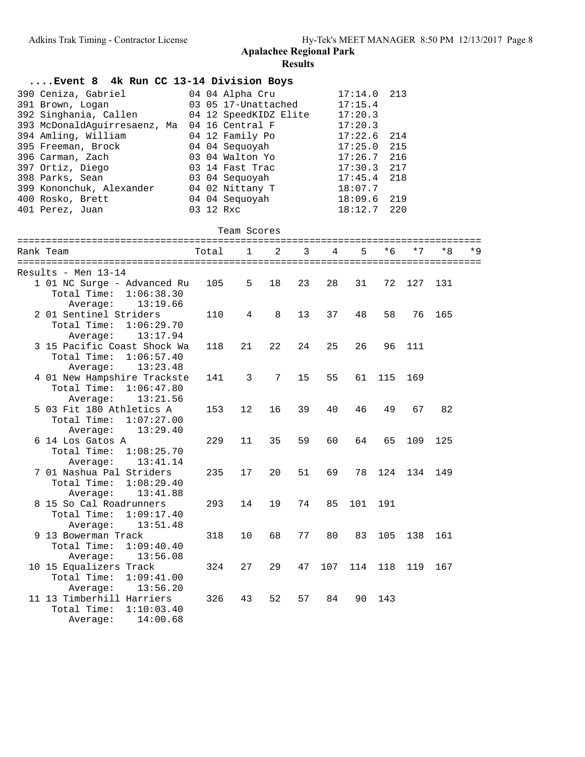## Apalachee Regional Park

### Results

#### ....Event 8 4k Run CC 13-14 Division Boys

| Place | Name | Age | Grade | Team | Time | Points |
|---|---|---|---|---|---|---|
| 390 | Ceniza, Gabriel | 04 | 04 | Alpha Cru | 17:14.0 | 213 |
| 391 | Brown, Logan | 03 | 05 | 17-Unattached | 17:15.4 | |
| 392 | Singhania, Callen | 04 | 12 | SpeedKIDZ Elite | 17:20.3 | |
| 393 | McDonaldAguirresaenz, Ma | 04 | 16 | Central F | 17:20.3 | |
| 394 | Amling, William | 04 | 12 | Family Po | 17:22.6 | 214 |
| 395 | Freeman, Brock | 04 | 04 | Sequoyah | 17:25.0 | 215 |
| 396 | Carman, Zach | 03 | 04 | Walton Yo | 17:26.7 | 216 |
| 397 | Ortiz, Diego | 03 | 14 | Fast Trac | 17:30.3 | 217 |
| 398 | Parks, Sean | 03 | 04 | Sequoyah | 17:45.4 | 218 |
| 399 | Kononchuk, Alexander | 04 | 02 | Nittany T | 18:07.7 | |
| 400 | Rosko, Brett | 04 | 04 | Sequoyah | 18:09.6 | 219 |
| 401 | Perez, Juan | 03 | 12 | Rxc | 18:12.7 | 220 |

#### Team Scores

Results - Men 13-14

| Rank | Team | Total | 1 | 2 | 3 | 4 | 5 | *6 | *7 | *8 | *9 |
|---|---|---|---|---|---|---|---|---|---|---|---|
| 1 | 01 NC Surge - Advanced Ru | 105 | 5 | 18 | 23 | 28 | 31 | 72 | 127 | 131 | |
| | Total Time: 1:06:38.30 | | | | | | | | | | |
| | Average: 13:19.66 | | | | | | | | | | |
| 2 | 01 Sentinel Striders | 110 | 4 | 8 | 13 | 37 | 48 | 58 | 76 | 165 | |
| | Total Time: 1:06:29.70 | | | | | | | | | | |
| | Average: 13:17.94 | | | | | | | | | | |
| 3 | 15 Pacific Coast Shock Wa | 118 | 21 | 22 | 24 | 25 | 26 | 96 | 111 | | |
| | Total Time: 1:06:57.40 | | | | | | | | | | |
| | Average: 13:23.48 | | | | | | | | | | |
| 4 | 01 New Hampshire Trackste | 141 | 3 | 7 | 15 | 55 | 61 | 115 | 169 | | |
| | Total Time: 1:06:47.80 | | | | | | | | | | |
| | Average: 13:21.56 | | | | | | | | | | |
| 5 | 03 Fit 180 Athletics A | 153 | 12 | 16 | 39 | 40 | 46 | 49 | 67 | 82 | |
| | Total Time: 1:07:27.00 | | | | | | | | | | |
| | Average: 13:29.40 | | | | | | | | | | |
| 6 | 14 Los Gatos A | 229 | 11 | 35 | 59 | 60 | 64 | 65 | 109 | 125 | |
| | Total Time: 1:08:25.70 | | | | | | | | | | |
| | Average: 13:41.14 | | | | | | | | | | |
| 7 | 01 Nashua Pal Striders | 235 | 17 | 20 | 51 | 69 | 78 | 124 | 134 | 149 | |
| | Total Time: 1:08:29.40 | | | | | | | | | | |
| | Average: 13:41.88 | | | | | | | | | | |
| 8 | 15 So Cal Roadrunners | 293 | 14 | 19 | 74 | 85 | 101 | 191 | | | |
| | Total Time: 1:09:17.40 | | | | | | | | | | |
| | Average: 13:51.48 | | | | | | | | | | |
| 9 | 13 Bowerman Track | 318 | 10 | 68 | 77 | 80 | 83 | 105 | 138 | 161 | |
| | Total Time: 1:09:40.40 | | | | | | | | | | |
| | Average: 13:56.08 | | | | | | | | | | |
| 10 | 15 Equalizers Track | 324 | 27 | 29 | 47 | 107 | 114 | 118 | 119 | 167 | |
| | Total Time: 1:09:41.00 | | | | | | | | | | |
| | Average: 13:56.20 | | | | | | | | | | |
| 11 | 13 Timberhill Harriers | 326 | 43 | 52 | 57 | 84 | 90 | 143 | | | |
| | Total Time: 1:10:03.40 | | | | | | | | | | |
| | Average: 14:00.68 | | | | | | | | | | |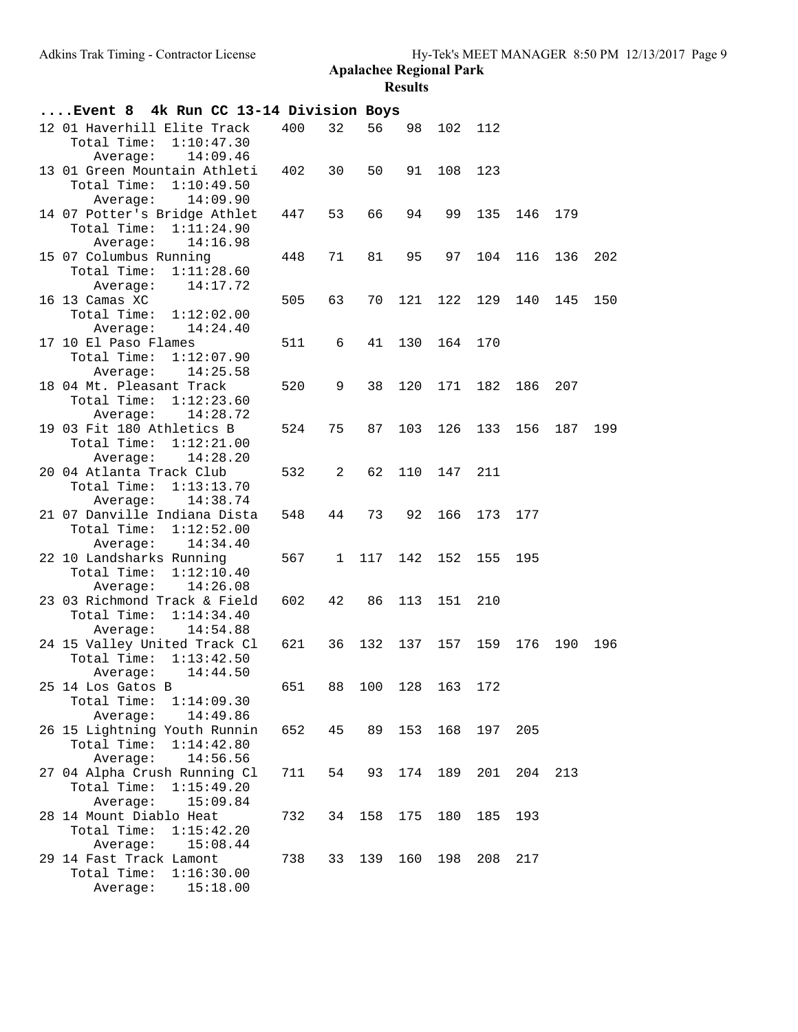## Apalachee Regional Park

### Results

**....Event 8 4k Run CC 13-14 Division Boys**

```
12 01 Haverhill Elite Track    400   32   56   98  102  112
    Total Time:  1:10:47.30
       Average:    14:09.46
13 01 Green Mountain Athleti   402   30   50   91  108  123
    Total Time:  1:10:49.50
       Average:    14:09.90
14 07 Potter's Bridge Athlet   447   53   66   94   99  135  146  179
    Total Time:  1:11:24.90
       Average:    14:16.98
15 07 Columbus Running         448   71   81   95   97  104  116  136  202
    Total Time:  1:11:28.60
       Average:    14:17.72
16 13 Camas XC                 505   63   70  121  122  129  140  145  150
    Total Time:  1:12:02.00
       Average:    14:24.40
17 10 El Paso Flames           511    6   41  130  164  170
    Total Time:  1:12:07.90
       Average:    14:25.58
18 04 Mt. Pleasant Track       520    9   38  120  171  182  186  207
    Total Time:  1:12:23.60
       Average:    14:28.72
19 03 Fit 180 Athletics B      524   75   87  103  126  133  156  187  199
    Total Time:  1:12:21.00
       Average:    14:28.20
20 04 Atlanta Track Club       532    2   62  110  147  211
    Total Time:  1:13:13.70
       Average:    14:38.74
21 07 Danville Indiana Dista   548   44   73   92  166  173  177
    Total Time:  1:12:52.00
       Average:    14:34.40
22 10 Landsharks Running       567    1  117  142  152  155  195
    Total Time:  1:12:10.40
       Average:    14:26.08
23 03 Richmond Track & Field   602   42   86  113  151  210
    Total Time:  1:14:34.40
       Average:    14:54.88
24 15 Valley United Track Cl   621   36  132  137  157  159  176  190  196
    Total Time:  1:13:42.50
       Average:    14:44.50
25 14 Los Gatos B              651   88  100  128  163  172
    Total Time:  1:14:09.30
       Average:    14:49.86
26 15 Lightning Youth Runnin   652   45   89  153  168  197  205
    Total Time:  1:14:42.80
       Average:    14:56.56
27 04 Alpha Crush Running Cl   711   54   93  174  189  201  204  213
    Total Time:  1:15:49.20
       Average:    15:09.84
28 14 Mount Diablo Heat        732   34  158  175  180  185  193
    Total Time:  1:15:42.20
       Average:    15:08.44
29 14 Fast Track Lamont        738   33  139  160  198  208  217
    Total Time:  1:16:30.00
       Average:    15:18.00
```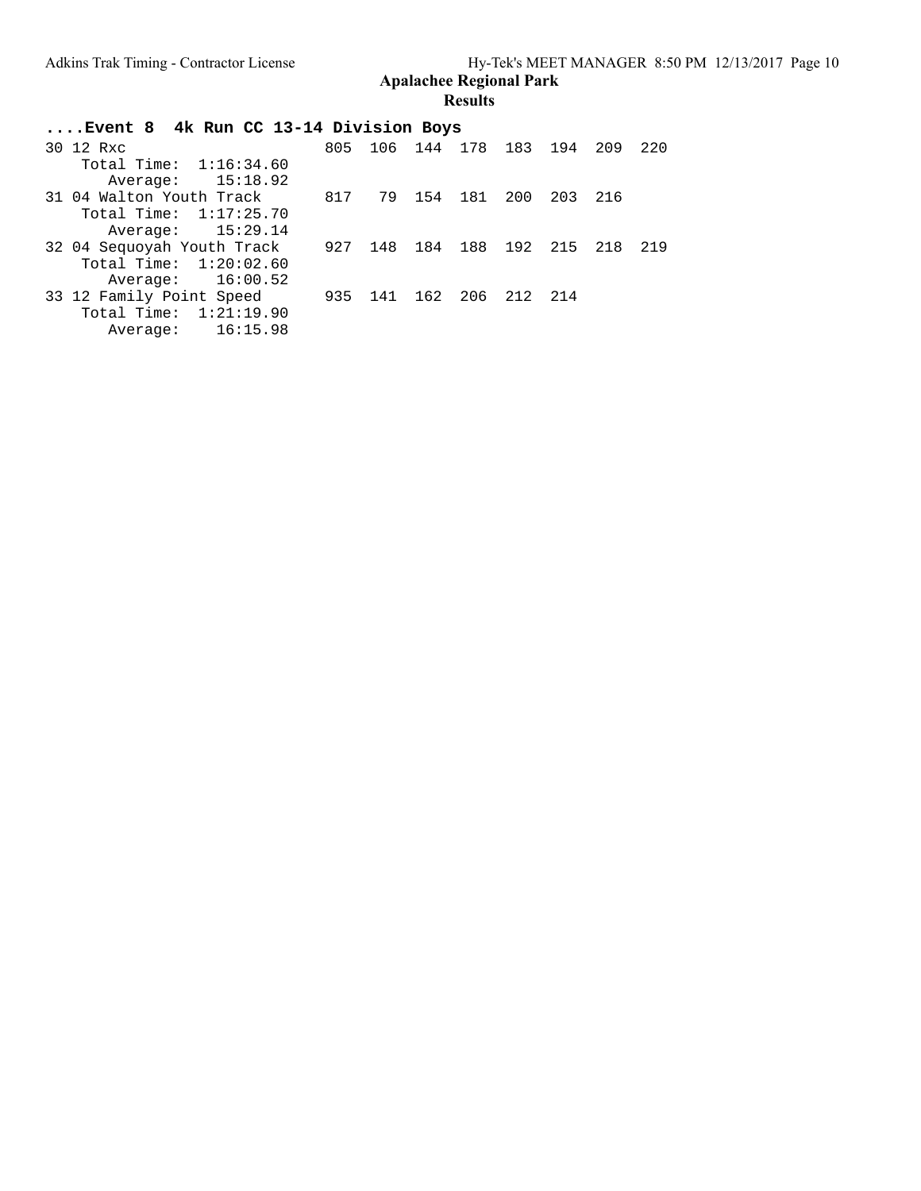**Apalachee Regional Park**

**Results**

## ....Event 8  4k Run CC 13-14 Division Boys

```
30 12 Rxc                     805  106  144  178  183  194  209  220
    Total Time:  1:16:34.60
       Average:    15:18.92
31 04 Walton Youth Track      817   79  154  181  200  203  216
    Total Time:  1:17:25.70
       Average:    15:29.14
32 04 Sequoyah Youth Track    927  148  184  188  192  215  218  219
    Total Time:  1:20:02.60
       Average:    16:00.52
33 12 Family Point Speed      935  141  162  206  212  214
    Total Time:  1:21:19.90
       Average:    16:15.98
```